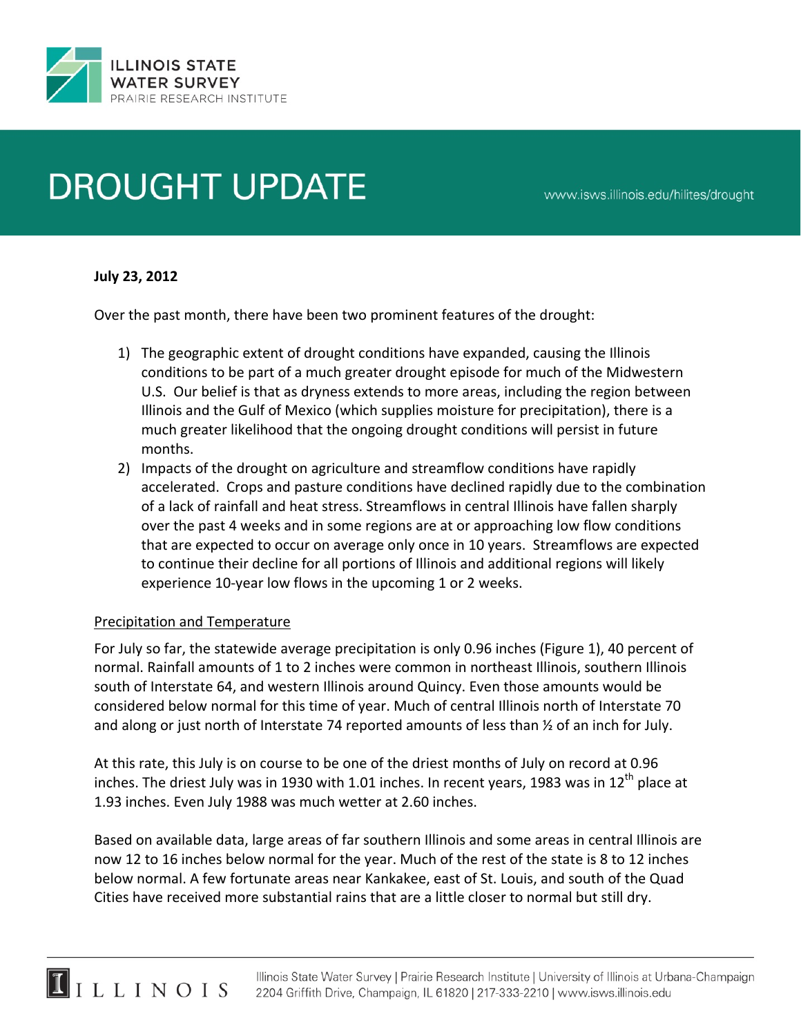# DROUGHT UPDATE

www.isws.illinois.edu/hilites/drought

**July 23, 2012**

Over the past month, there have been two prominent features of the drought:

1) The geographic extent of drought conditions have expanded, causing the Illinois conditions to be part of a much greater drought episode for much of the Midwestern U.S. Our belief is that as dryness extends to more areas, including the region between Illinois and the Gulf of Mexico (which supplies moisture for precipitation), there is a much greater likelihood that the ongoing drought conditions will persist in future months.
2) Impacts of the drought on agriculture and streamflow conditions have rapidly accelerated. Crops and pasture conditions have declined rapidly due to the combination of a lack of rainfall and heat stress. Streamflows in central Illinois have fallen sharply over the past 4 weeks and in some regions are at or approaching low flow conditions that are expected to occur on average only once in 10 years. Streamflows are expected to continue their decline for all portions of Illinois and additional regions will likely experience 10-year low flows in the upcoming 1 or 2 weeks.

## Precipitation and Temperature

For July so far, the statewide average precipitation is only 0.96 inches (Figure 1), 40 percent of normal. Rainfall amounts of 1 to 2 inches were common in northeast Illinois, southern Illinois south of Interstate 64, and western Illinois around Quincy. Even those amounts would be considered below normal for this time of year. Much of central Illinois north of Interstate 70 and along or just north of Interstate 74 reported amounts of less than ½ of an inch for July.

At this rate, this July is on course to be one of the driest months of July on record at 0.96 inches. The driest July was in 1930 with 1.01 inches. In recent years, 1983 was in 12th place at 1.93 inches. Even July 1988 was much wetter at 2.60 inches.

Based on available data, large areas of far southern Illinois and some areas in central Illinois are now 12 to 16 inches below normal for the year. Much of the rest of the state is 8 to 12 inches below normal. A few fortunate areas near Kankakee, east of St. Louis, and south of the Quad Cities have received more substantial rains that are a little closer to normal but still dry.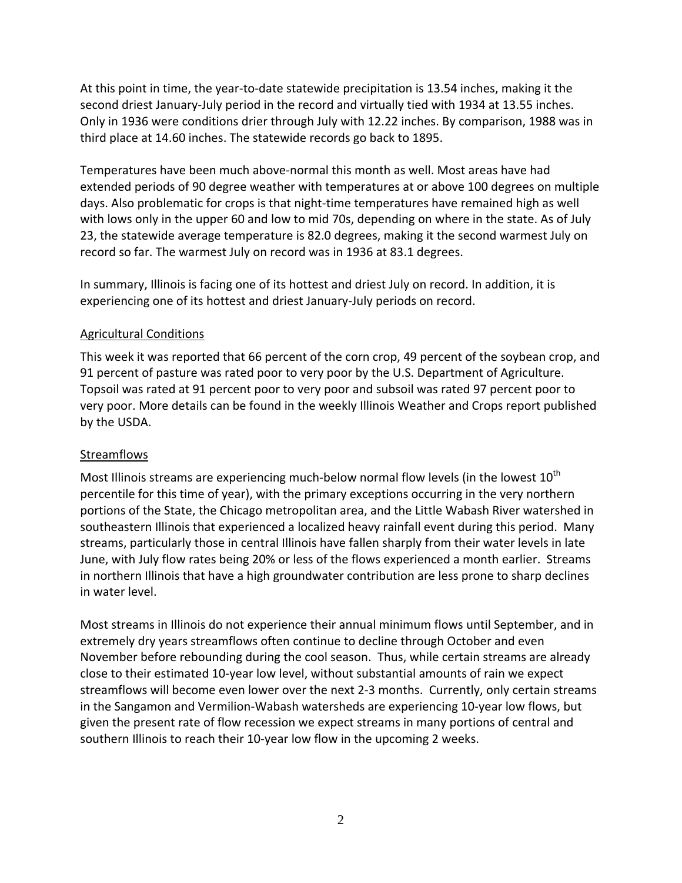At this point in time, the year-to-date statewide precipitation is 13.54 inches, making it the second driest January-July period in the record and virtually tied with 1934 at 13.55 inches. Only in 1936 were conditions drier through July with 12.22 inches. By comparison, 1988 was in third place at 14.60 inches. The statewide records go back to 1895.

Temperatures have been much above-normal this month as well. Most areas have had extended periods of 90 degree weather with temperatures at or above 100 degrees on multiple days. Also problematic for crops is that night-time temperatures have remained high as well with lows only in the upper 60 and low to mid 70s, depending on where in the state. As of July 23, the statewide average temperature is 82.0 degrees, making it the second warmest July on record so far. The warmest July on record was in 1936 at 83.1 degrees.

In summary, Illinois is facing one of its hottest and driest July on record. In addition, it is experiencing one of its hottest and driest January-July periods on record.

## Agricultural Conditions

This week it was reported that 66 percent of the corn crop, 49 percent of the soybean crop, and 91 percent of pasture was rated poor to very poor by the U.S. Department of Agriculture. Topsoil was rated at 91 percent poor to very poor and subsoil was rated 97 percent poor to very poor. More details can be found in the weekly Illinois Weather and Crops report published by the USDA.

## Streamflows

Most Illinois streams are experiencing much-below normal flow levels (in the lowest 10th percentile for this time of year), with the primary exceptions occurring in the very northern portions of the State, the Chicago metropolitan area, and the Little Wabash River watershed in southeastern Illinois that experienced a localized heavy rainfall event during this period. Many streams, particularly those in central Illinois have fallen sharply from their water levels in late June, with July flow rates being 20% or less of the flows experienced a month earlier. Streams in northern Illinois that have a high groundwater contribution are less prone to sharp declines in water level.

Most streams in Illinois do not experience their annual minimum flows until September, and in extremely dry years streamflows often continue to decline through October and even November before rebounding during the cool season. Thus, while certain streams are already close to their estimated 10-year low level, without substantial amounts of rain we expect streamflows will become even lower over the next 2-3 months. Currently, only certain streams in the Sangamon and Vermilion-Wabash watersheds are experiencing 10-year low flows, but given the present rate of flow recession we expect streams in many portions of central and southern Illinois to reach their 10-year low flow in the upcoming 2 weeks.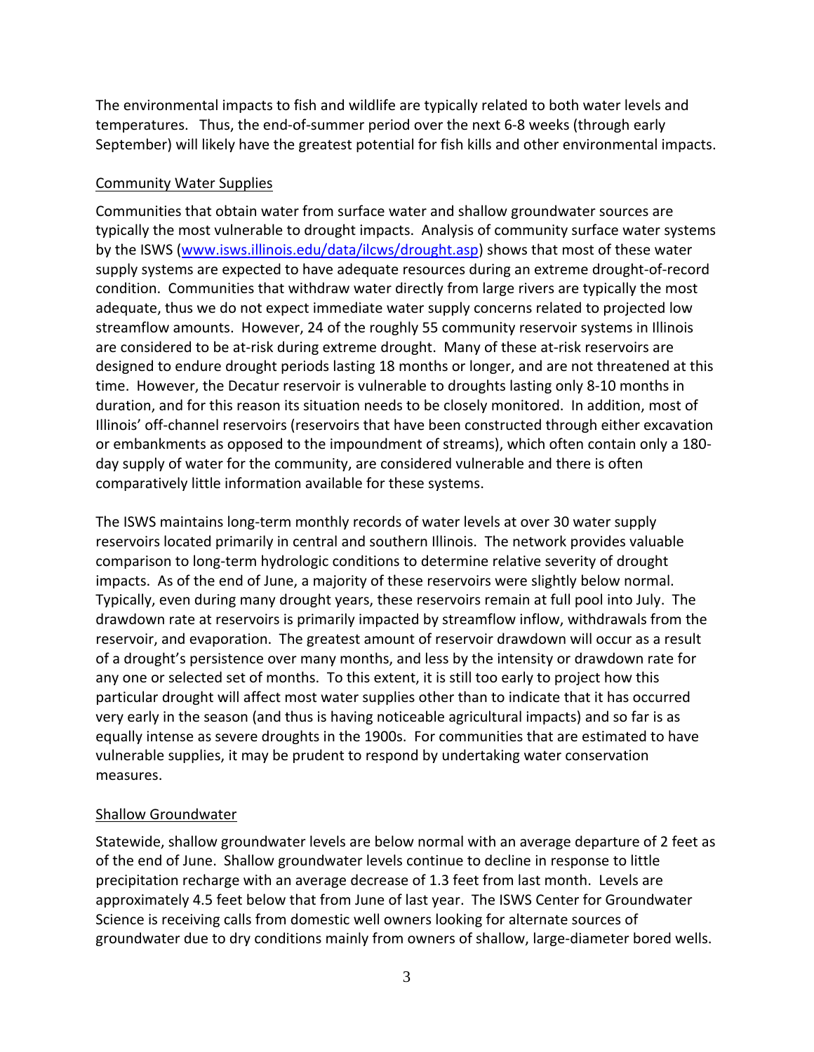The environmental impacts to fish and wildlife are typically related to both water levels and temperatures. Thus, the end-of-summer period over the next 6-8 weeks (through early September) will likely have the greatest potential for fish kills and other environmental impacts.

## Community Water Supplies

Communities that obtain water from surface water and shallow groundwater sources are typically the most vulnerable to drought impacts. Analysis of community surface water systems by the ISWS ([www.isws.illinois.edu/data/ilcws/drought.asp](www.isws.illinois.edu/data/ilcws/drought.asp)) shows that most of these water supply systems are expected to have adequate resources during an extreme drought-of-record condition. Communities that withdraw water directly from large rivers are typically the most adequate, thus we do not expect immediate water supply concerns related to projected low streamflow amounts. However, 24 of the roughly 55 community reservoir systems in Illinois are considered to be at-risk during extreme drought. Many of these at-risk reservoirs are designed to endure drought periods lasting 18 months or longer, and are not threatened at this time. However, the Decatur reservoir is vulnerable to droughts lasting only 8-10 months in duration, and for this reason its situation needs to be closely monitored. In addition, most of Illinois' off-channel reservoirs (reservoirs that have been constructed through either excavation or embankments as opposed to the impoundment of streams), which often contain only a 180-day supply of water for the community, are considered vulnerable and there is often comparatively little information available for these systems.

The ISWS maintains long-term monthly records of water levels at over 30 water supply reservoirs located primarily in central and southern Illinois. The network provides valuable comparison to long-term hydrologic conditions to determine relative severity of drought impacts. As of the end of June, a majority of these reservoirs were slightly below normal. Typically, even during many drought years, these reservoirs remain at full pool into July. The drawdown rate at reservoirs is primarily impacted by streamflow inflow, withdrawals from the reservoir, and evaporation. The greatest amount of reservoir drawdown will occur as a result of a drought's persistence over many months, and less by the intensity or drawdown rate for any one or selected set of months. To this extent, it is still too early to project how this particular drought will affect most water supplies other than to indicate that it has occurred very early in the season (and thus is having noticeable agricultural impacts) and so far is as equally intense as severe droughts in the 1900s. For communities that are estimated to have vulnerable supplies, it may be prudent to respond by undertaking water conservation measures.

## Shallow Groundwater

Statewide, shallow groundwater levels are below normal with an average departure of 2 feet as of the end of June. Shallow groundwater levels continue to decline in response to little precipitation recharge with an average decrease of 1.3 feet from last month. Levels are approximately 4.5 feet below that from June of last year. The ISWS Center for Groundwater Science is receiving calls from domestic well owners looking for alternate sources of groundwater due to dry conditions mainly from owners of shallow, large-diameter bored wells.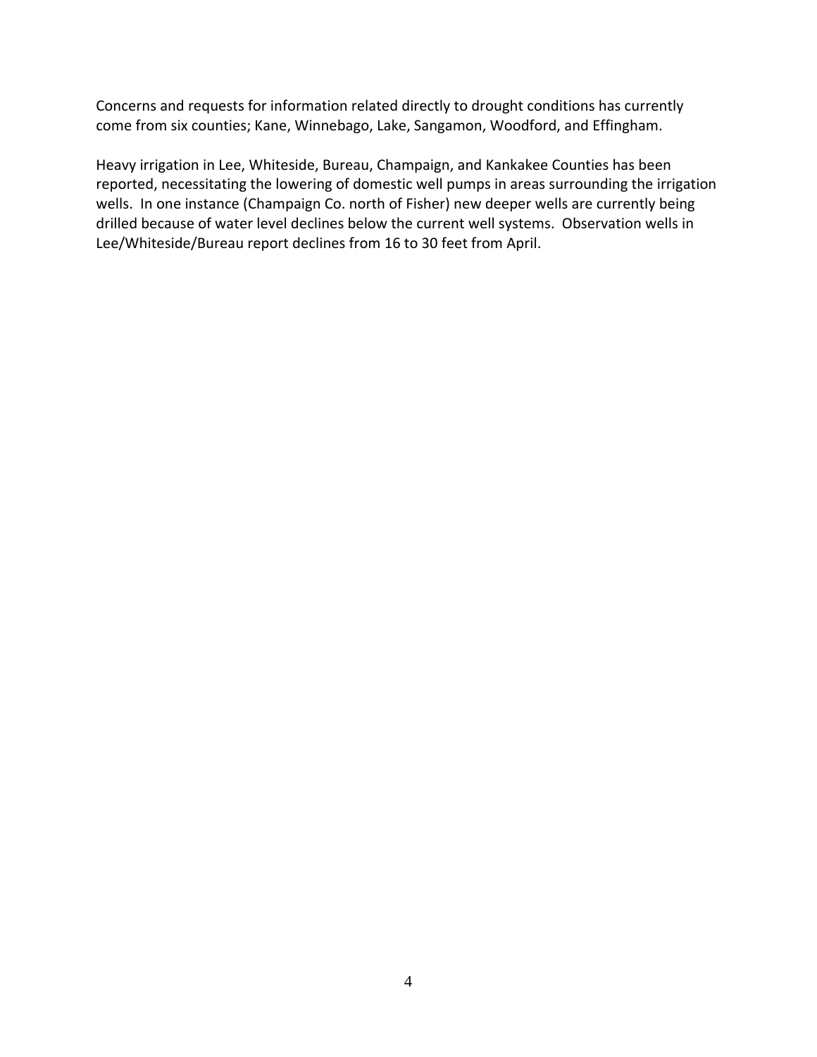Concerns and requests for information related directly to drought conditions has currently come from six counties; Kane, Winnebago, Lake, Sangamon, Woodford, and Effingham.

Heavy irrigation in Lee, Whiteside, Bureau, Champaign, and Kankakee Counties has been reported, necessitating the lowering of domestic well pumps in areas surrounding the irrigation wells. In one instance (Champaign Co. north of Fisher) new deeper wells are currently being drilled because of water level declines below the current well systems. Observation wells in Lee/Whiteside/Bureau report declines from 16 to 30 feet from April.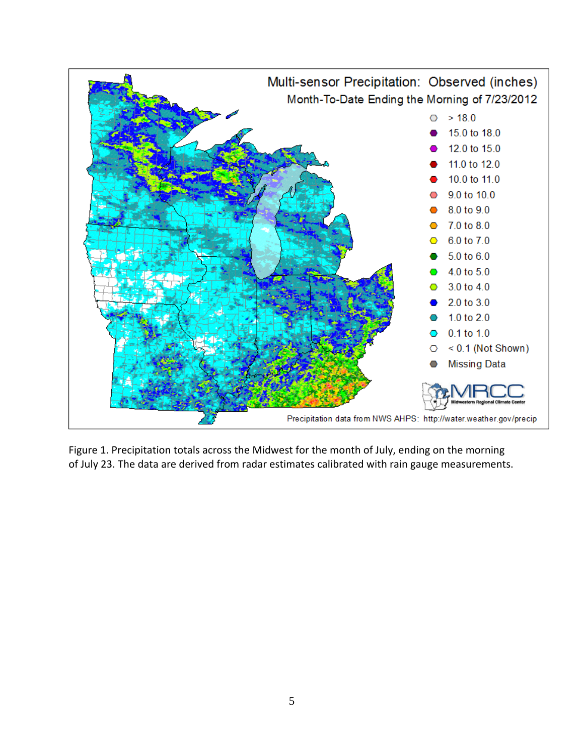Multi-sensor Precipitation: Observed (inches)

Month-To-Date Ending the Morning of 7/23/2012

> 18.0
15.0 to 18.0
12.0 to 15.0
11.0 to 12.0
10.0 to 11.0
9.0 to 10.0
8.0 to 9.0
7.0 to 8.0
6.0 to 7.0
5.0 to 6.0
4.0 to 5.0
3.0 to 4.0
2.0 to 3.0
1.0 to 2.0
0.1 to 1.0
< 0.1 (Not Shown)
Missing Data

MRCC
Midwestern Regional Climate Center

Precipitation data from NWS AHPS: http://water.weather.gov/precip

Figure 1. Precipitation totals across the Midwest for the month of July, ending on the morning of July 23. The data are derived from radar estimates calibrated with rain gauge measurements.